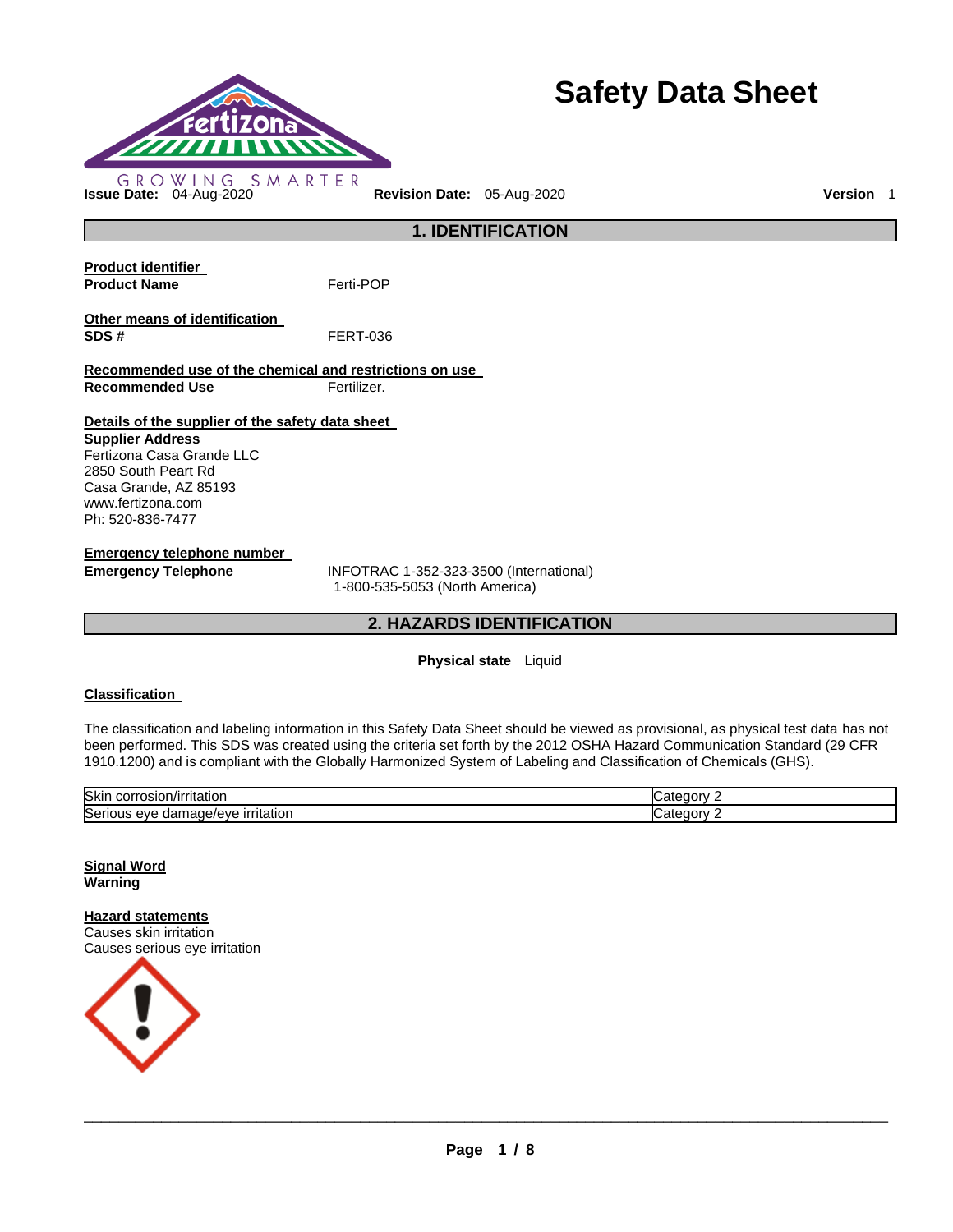# Safety Data Sheet

GROWING SMARTER

**Issue Date:** 04-Aug-2020 **Revision Date:** 05-Aug-2020 **Version** 1

## 1. IDENTIFICATION

**Product identifier**

**Product Name** Ferti-POP

**Other means of identification**

**SDS #** FERT-036

**Recommended use of the chemical and restrictions on use**

**Recommended Use** Fertilizer.

**Details of the supplier of the safety data sheet**

**Supplier Address**
Fertizona Casa Grande LLC
2850 South Peart Rd
Casa Grande, AZ 85193
www.fertizona.com
Ph: 520-836-7477

**Emergency telephone number**

**Emergency Telephone** INFOTRAC 1-352-323-3500 (International)
1-800-535-5053 (North America)

## 2. HAZARDS IDENTIFICATION

**Physical state** Liquid

**Classification**

The classification and labeling information in this Safety Data Sheet should be viewed as provisional, as physical test data has not been performed. This SDS was created using the criteria set forth by the 2012 OSHA Hazard Communication Standard (29 CFR 1910.1200) and is compliant with the Globally Harmonized System of Labeling and Classification of Chemicals (GHS).

| | |
|---|---|
| Skin corrosion/irritation | Category 2 |
| Serious eye damage/eye irritation | Category 2 |

**Signal Word**
**Warning**

**Hazard statements**
Causes skin irritation
Causes serious eye irritation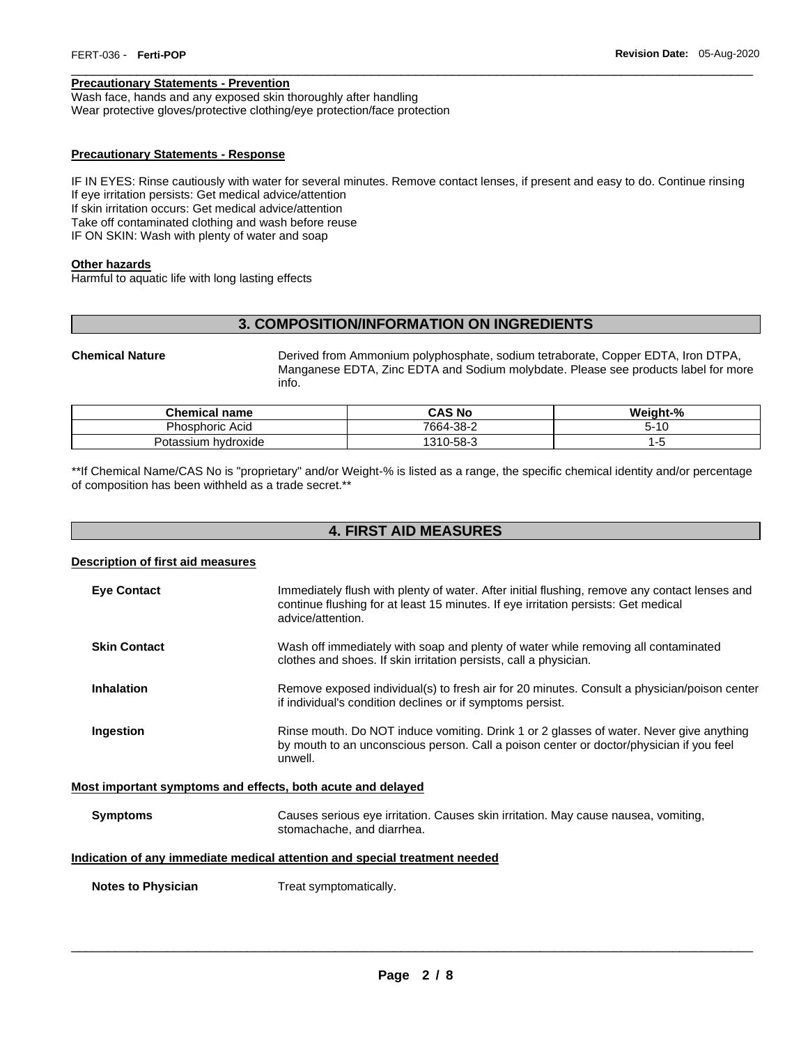#### Precautionary Statements - Prevention

Wash face, hands and any exposed skin thoroughly after handling
Wear protective gloves/protective clothing/eye protection/face protection

#### Precautionary Statements - Response

IF IN EYES: Rinse cautiously with water for several minutes. Remove contact lenses, if present and easy to do. Continue rinsing
If eye irritation persists: Get medical advice/attention
If skin irritation occurs: Get medical advice/attention
Take off contaminated clothing and wash before reuse
IF ON SKIN: Wash with plenty of water and soap

#### Other hazards

Harmful to aquatic life with long lasting effects

## 3. COMPOSITION/INFORMATION ON INGREDIENTS

**Chemical Nature** Derived from Ammonium polyphosphate, sodium tetraborate, Copper EDTA, Iron DTPA, Manganese EDTA, Zinc EDTA and Sodium molybdate. Please see products label for more info.

| Chemical name | CAS No | Weight-% |
|---|---|---|
| Phosphoric Acid | 7664-38-2 | 5-10 |
| Potassium hydroxide | 1310-58-3 | 1-5 |

**If Chemical Name/CAS No is "proprietary" and/or Weight-% is listed as a range, the specific chemical identity and/or percentage of composition has been withheld as a trade secret.**

## 4. FIRST AID MEASURES

#### Description of first aid measures

**Eye Contact** Immediately flush with plenty of water. After initial flushing, remove any contact lenses and continue flushing for at least 15 minutes. If eye irritation persists: Get medical advice/attention.

**Skin Contact** Wash off immediately with soap and plenty of water while removing all contaminated clothes and shoes. If skin irritation persists, call a physician.

**Inhalation** Remove exposed individual(s) to fresh air for 20 minutes. Consult a physician/poison center if individual's condition declines or if symptoms persist.

**Ingestion** Rinse mouth. Do NOT induce vomiting. Drink 1 or 2 glasses of water. Never give anything by mouth to an unconscious person. Call a poison center or doctor/physician if you feel unwell.

#### Most important symptoms and effects, both acute and delayed

**Symptoms** Causes serious eye irritation. Causes skin irritation. May cause nausea, vomiting, stomachache, and diarrhea.

#### Indication of any immediate medical attention and special treatment needed

**Notes to Physician** Treat symptomatically.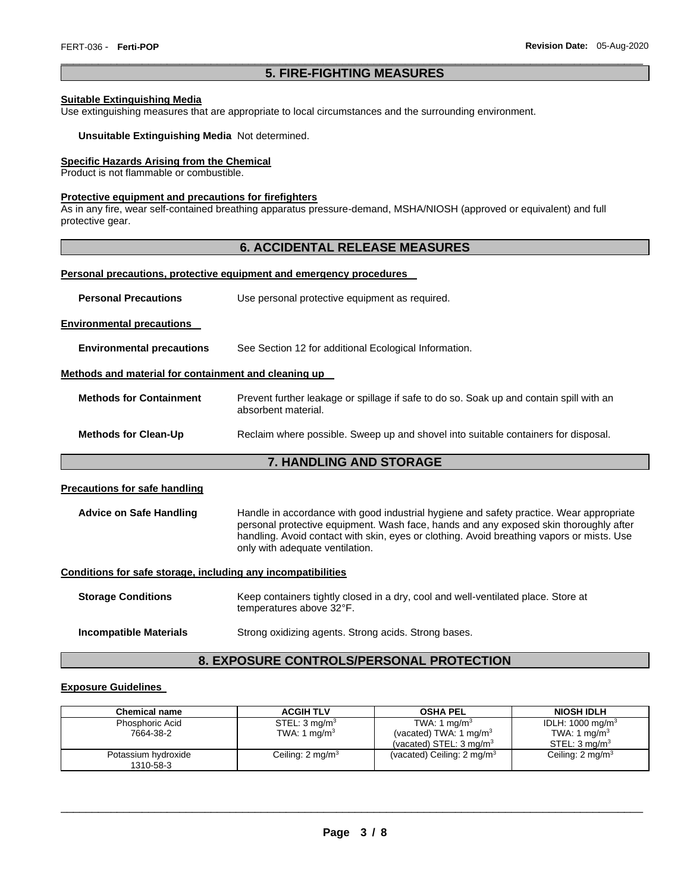## 5. FIRE-FIGHTING MEASURES

**Suitable Extinguishing Media**

Use extinguishing measures that are appropriate to local circumstances and the surrounding environment.

**Unsuitable Extinguishing Media** Not determined.

**Specific Hazards Arising from the Chemical**

Product is not flammable or combustible.

**Protective equipment and precautions for firefighters**

As in any fire, wear self-contained breathing apparatus pressure-demand, MSHA/NIOSH (approved or equivalent) and full protective gear.

## 6. ACCIDENTAL RELEASE MEASURES

**Personal precautions, protective equipment and emergency procedures**

**Personal Precautions** Use personal protective equipment as required.

**Environmental precautions**

**Environmental precautions** See Section 12 for additional Ecological Information.

**Methods and material for containment and cleaning up**

**Methods for Containment** Prevent further leakage or spillage if safe to do so. Soak up and contain spill with an absorbent material.

**Methods for Clean-Up** Reclaim where possible. Sweep up and shovel into suitable containers for disposal.

## 7. HANDLING AND STORAGE

**Precautions for safe handling**

**Advice on Safe Handling** Handle in accordance with good industrial hygiene and safety practice. Wear appropriate personal protective equipment. Wash face, hands and any exposed skin thoroughly after handling. Avoid contact with skin, eyes or clothing. Avoid breathing vapors or mists. Use only with adequate ventilation.

**Conditions for safe storage, including any incompatibilities**

**Storage Conditions** Keep containers tightly closed in a dry, cool and well-ventilated place. Store at temperatures above 32°F.

**Incompatible Materials** Strong oxidizing agents. Strong acids. Strong bases.

## 8. EXPOSURE CONTROLS/PERSONAL PROTECTION

**Exposure Guidelines**

| Chemical name | ACGIH TLV | OSHA PEL | NIOSH IDLH |
|---|---|---|---|
| Phosphoric Acid<br>7664-38-2 | STEL: 3 mg/m$^3$<br>TWA: 1 mg/m$^3$ | TWA: 1 mg/m$^3$<br>(vacated) TWA: 1 mg/m$^3$<br>(vacated) STEL: 3 mg/m$^3$ | IDLH: 1000 mg/m$^3$<br>TWA: 1 mg/m$^3$<br>STEL: 3 mg/m$^3$ |
| Potassium hydroxide<br>1310-58-3 | Ceiling: 2 mg/m$^3$ | (vacated) Ceiling: 2 mg/m$^3$ | Ceiling: 2 mg/m$^3$ |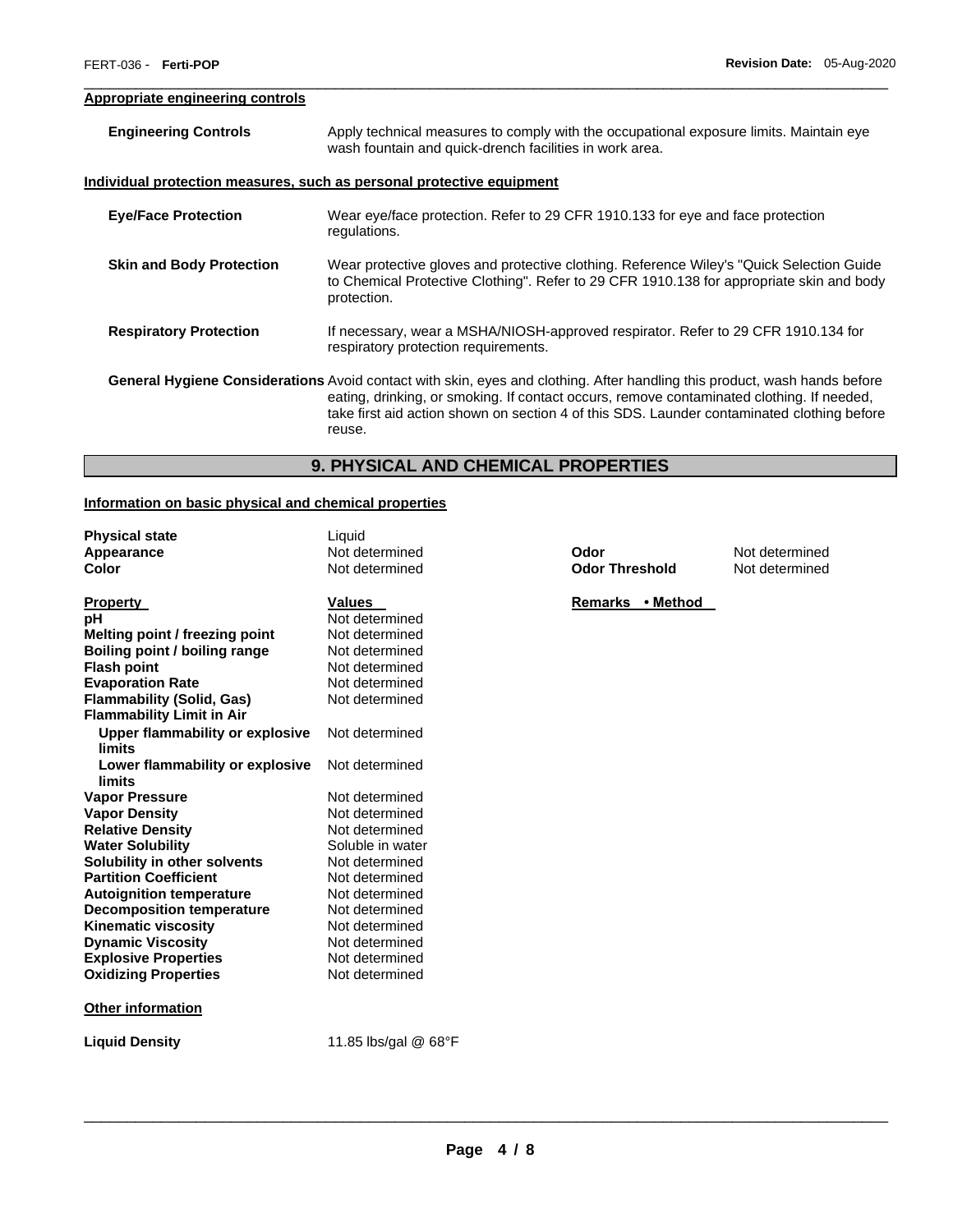**Appropriate engineering controls**

| | |
|---|---|
| **Engineering Controls** | Apply technical measures to comply with the occupational exposure limits. Maintain eye wash fountain and quick-drench facilities in work area. |

**Individual protection measures, such as personal protective equipment**

| | |
|---|---|
| **Eye/Face Protection** | Wear eye/face protection. Refer to 29 CFR 1910.133 for eye and face protection regulations. |
| **Skin and Body Protection** | Wear protective gloves and protective clothing. Reference Wiley's "Quick Selection Guide to Chemical Protective Clothing". Refer to 29 CFR 1910.138 for appropriate skin and body protection. |
| **Respiratory Protection** | If necessary, wear a MSHA/NIOSH-approved respirator. Refer to 29 CFR 1910.134 for respiratory protection requirements. |
| **General Hygiene Considerations** | Avoid contact with skin, eyes and clothing. After handling this product, wash hands before eating, drinking, or smoking. If contact occurs, remove contaminated clothing. If needed, take first aid action shown on section 4 of this SDS. Launder contaminated clothing before reuse. |

## 9. PHYSICAL AND CHEMICAL PROPERTIES

**Information on basic physical and chemical properties**

| | | | |
|---|---|---|---|
| **Physical state** | Liquid | | |
| **Appearance** | Not determined | **Odor** | Not determined |
| **Color** | Not determined | **Odor Threshold** | Not determined |

| **Property** | **Values** | **Remarks • Method** |
|---|---|---|
| **pH** | Not determined | |
| **Melting point / freezing point** | Not determined | |
| **Boiling point / boiling range** | Not determined | |
| **Flash point** | Not determined | |
| **Evaporation Rate** | Not determined | |
| **Flammability (Solid, Gas)** | Not determined | |
| **Flammability Limit in Air** | | |
| **Upper flammability or explosive limits** | Not determined | |
| **Lower flammability or explosive limits** | Not determined | |
| **Vapor Pressure** | Not determined | |
| **Vapor Density** | Not determined | |
| **Relative Density** | Not determined | |
| **Water Solubility** | Soluble in water | |
| **Solubility in other solvents** | Not determined | |
| **Partition Coefficient** | Not determined | |
| **Autoignition temperature** | Not determined | |
| **Decomposition temperature** | Not determined | |
| **Kinematic viscosity** | Not determined | |
| **Dynamic Viscosity** | Not determined | |
| **Explosive Properties** | Not determined | |
| **Oxidizing Properties** | Not determined | |

**Other information**

**Liquid Density** 11.85 lbs/gal @ 68°F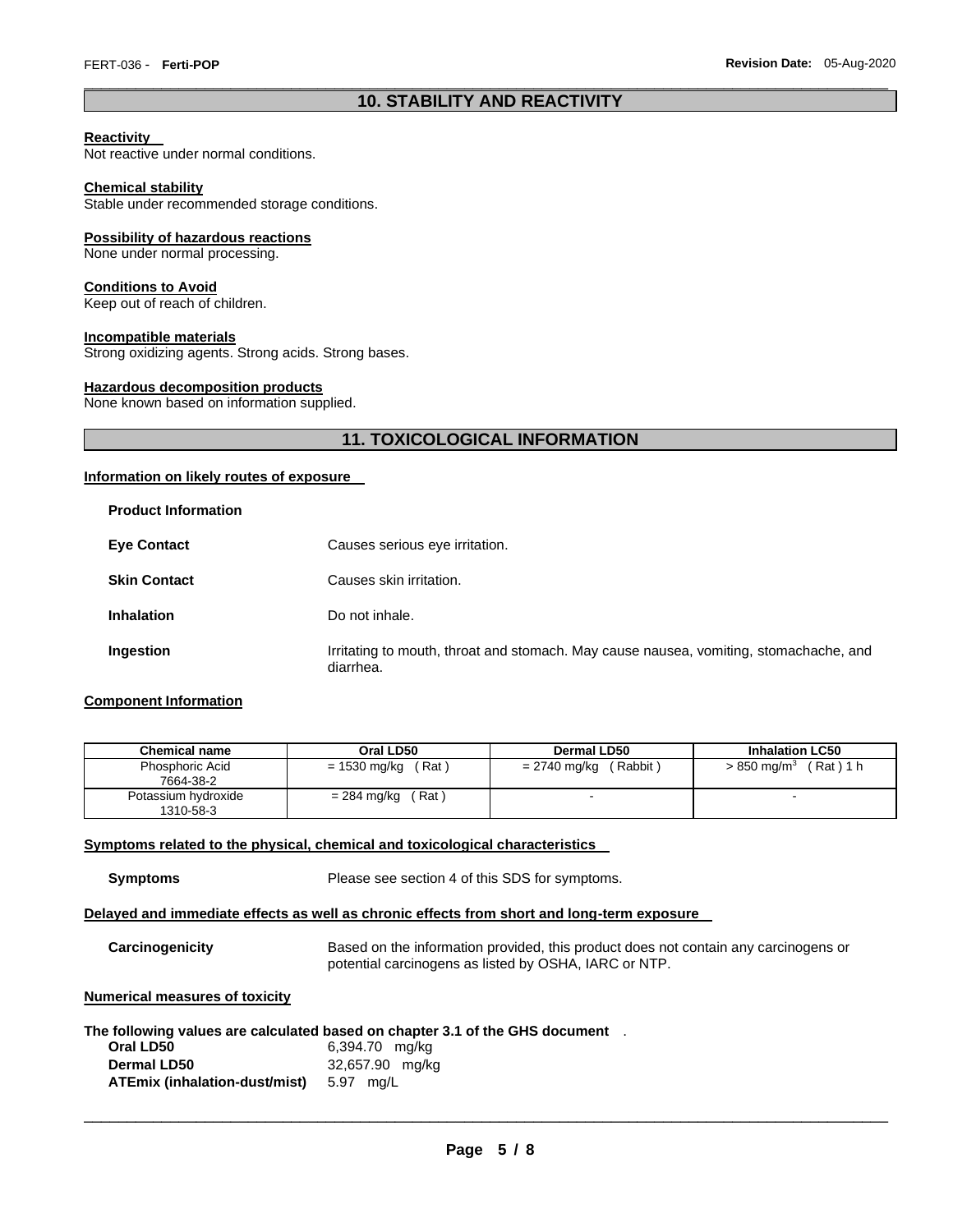## 10. STABILITY AND REACTIVITY

**Reactivity**
Not reactive under normal conditions.

**Chemical stability**
Stable under recommended storage conditions.

**Possibility of hazardous reactions**
None under normal processing.

**Conditions to Avoid**
Keep out of reach of children.

**Incompatible materials**
Strong oxidizing agents. Strong acids. Strong bases.

**Hazardous decomposition products**
None known based on information supplied.

## 11. TOXICOLOGICAL INFORMATION

**Information on likely routes of exposure**

**Product Information**

**Eye Contact** Causes serious eye irritation.

**Skin Contact** Causes skin irritation.

**Inhalation** Do not inhale.

**Ingestion** Irritating to mouth, throat and stomach. May cause nausea, vomiting, stomachache, and diarrhea.

**Component Information**

| Chemical name | Oral LD50 | Dermal LD50 | Inhalation LC50 |
|---|---|---|---|
| Phosphoric Acid 7664-38-2 | = 1530 mg/kg ( Rat ) | = 2740 mg/kg ( Rabbit ) | > 850 mg/m$^3$ ( Rat ) 1 h |
| Potassium hydroxide 1310-58-3 | = 284 mg/kg ( Rat ) | - | - |

**Symptoms related to the physical, chemical and toxicological characteristics**

**Symptoms** Please see section 4 of this SDS for symptoms.

**Delayed and immediate effects as well as chronic effects from short and long-term exposure**

**Carcinogenicity** Based on the information provided, this product does not contain any carcinogens or potential carcinogens as listed by OSHA, IARC or NTP.

**Numerical measures of toxicity**

**The following values are calculated based on chapter 3.1 of the GHS document** .

**Oral LD50** 6,394.70 mg/kg
**Dermal LD50** 32,657.90 mg/kg
**ATEmix (inhalation-dust/mist)** 5.97 mg/L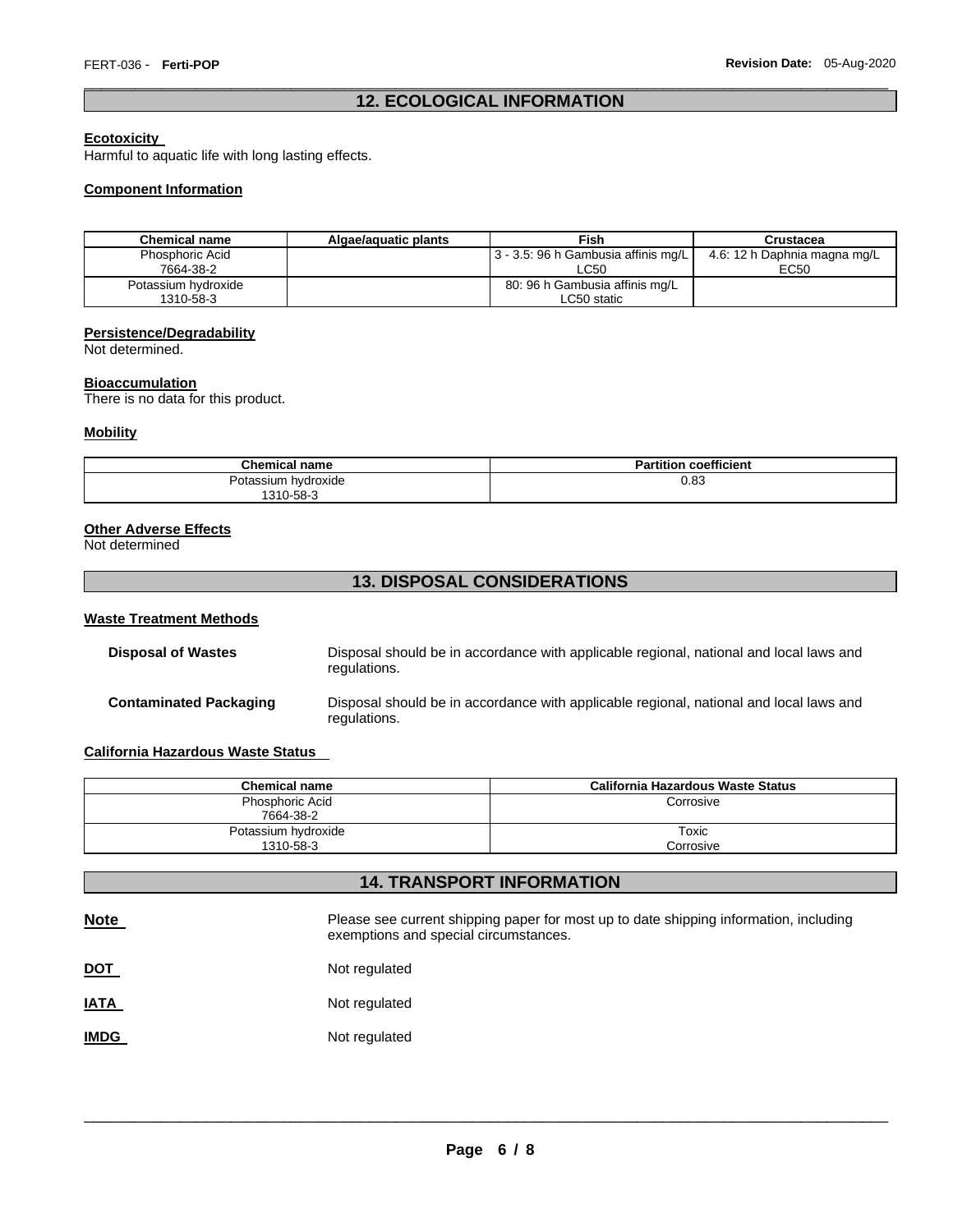## 12. ECOLOGICAL INFORMATION

**Ecotoxicity**

Harmful to aquatic life with long lasting effects.

**Component Information**

| Chemical name | Algae/aquatic plants | Fish | Crustacea |
|---|---|---|---|
| Phosphoric Acid 7664-38-2 | | 3 - 3.5: 96 h Gambusia affinis mg/L LC50 | 4.6: 12 h Daphnia magna mg/L EC50 |
| Potassium hydroxide 1310-58-3 | | 80: 96 h Gambusia affinis mg/L LC50 static | |

**Persistence/Degradability**

Not determined.

**Bioaccumulation**

There is no data for this product.

**Mobility**

| Chemical name | Partition coefficient |
|---|---|
| Potassium hydroxide 1310-58-3 | 0.83 |

**Other Adverse Effects**

Not determined

## 13. DISPOSAL CONSIDERATIONS

**Waste Treatment Methods**

**Disposal of Wastes** Disposal should be in accordance with applicable regional, national and local laws and regulations.

**Contaminated Packaging** Disposal should be in accordance with applicable regional, national and local laws and regulations.

**California Hazardous Waste Status**

| Chemical name | California Hazardous Waste Status |
|---|---|
| Phosphoric Acid 7664-38-2 | Corrosive |
| Potassium hydroxide 1310-58-3 | Toxic Corrosive |

## 14. TRANSPORT INFORMATION

**Note** Please see current shipping paper for most up to date shipping information, including exemptions and special circumstances.

**DOT** Not regulated

**IATA** Not regulated

**IMDG** Not regulated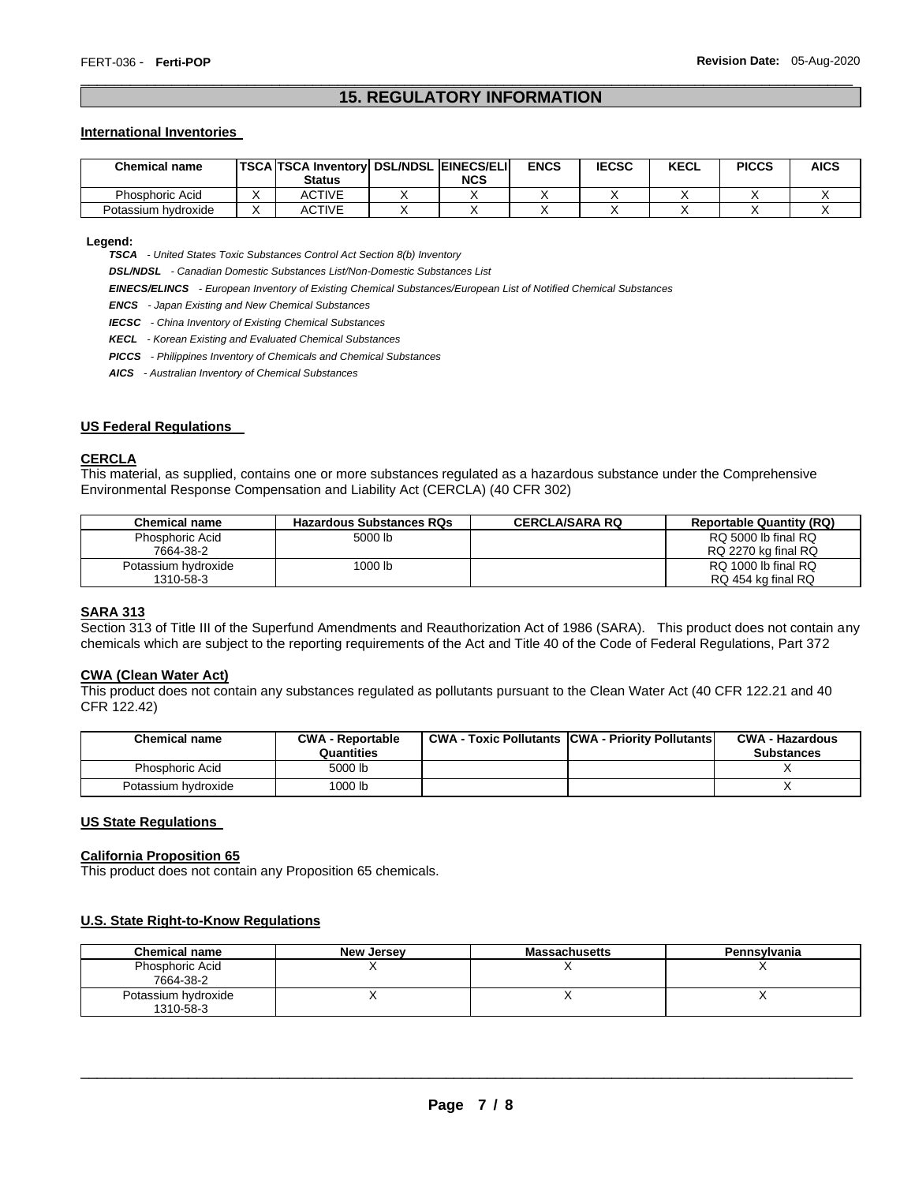## 15. REGULATORY INFORMATION

**International Inventories**

| Chemical name | TSCA | TSCA Inventory Status | DSL/NDSL | EINECS/ELINCS | ENCS | IECSC | KECL | PICCS | AICS |
|---|---|---|---|---|---|---|---|---|---|
| Phosphoric Acid | X | ACTIVE | X | X | X | X | X | X | X |
| Potassium hydroxide | X | ACTIVE | X | X | X | X | X | X | X |

**Legend:**

***TSCA*** *- United States Toxic Substances Control Act Section 8(b) Inventory*

***DSL/NDSL*** *- Canadian Domestic Substances List/Non-Domestic Substances List*

***EINECS/ELINCS*** *- European Inventory of Existing Chemical Substances/European List of Notified Chemical Substances*

***ENCS*** *- Japan Existing and New Chemical Substances*

***IECSC*** *- China Inventory of Existing Chemical Substances*

***KECL*** *- Korean Existing and Evaluated Chemical Substances*

***PICCS*** *- Philippines Inventory of Chemicals and Chemical Substances*

***AICS*** *- Australian Inventory of Chemical Substances*

**US Federal Regulations**

**CERCLA**

This material, as supplied, contains one or more substances regulated as a hazardous substance under the Comprehensive Environmental Response Compensation and Liability Act (CERCLA) (40 CFR 302)

| Chemical name | Hazardous Substances RQs | CERCLA/SARA RQ | Reportable Quantity (RQ) |
|---|---|---|---|
| Phosphoric Acid 7664-38-2 | 5000 lb | | RQ 5000 lb final RQ RQ 2270 kg final RQ |
| Potassium hydroxide 1310-58-3 | 1000 lb | | RQ 1000 lb final RQ RQ 454 kg final RQ |

**SARA 313**

Section 313 of Title III of the Superfund Amendments and Reauthorization Act of 1986 (SARA). This product does not contain any chemicals which are subject to the reporting requirements of the Act and Title 40 of the Code of Federal Regulations, Part 372

**CWA (Clean Water Act)**

This product does not contain any substances regulated as pollutants pursuant to the Clean Water Act (40 CFR 122.21 and 40 CFR 122.42)

| Chemical name | CWA - Reportable Quantities | CWA - Toxic Pollutants | CWA - Priority Pollutants | CWA - Hazardous Substances |
|---|---|---|---|---|
| Phosphoric Acid | 5000 lb | | | X |
| Potassium hydroxide | 1000 lb | | | X |

**US State Regulations**

**California Proposition 65**

This product does not contain any Proposition 65 chemicals.

**U.S. State Right-to-Know Regulations**

| Chemical name | New Jersey | Massachusetts | Pennsylvania |
|---|---|---|---|
| Phosphoric Acid 7664-38-2 | X | X | X |
| Potassium hydroxide 1310-58-3 | X | X | X |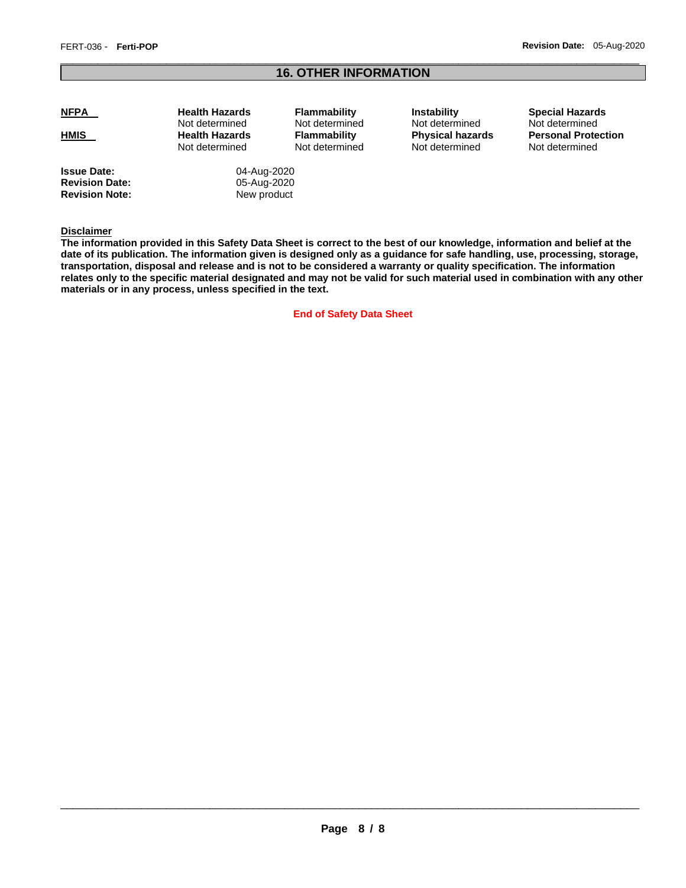## 16. OTHER INFORMATION

| | | | | |
|---|---|---|---|---|
| **NFPA** | **Health Hazards** | **Flammability** | **Instability** | **Special Hazards** |
| | Not determined | Not determined | Not determined | Not determined |
| **HMIS** | **Health Hazards** | **Flammability** | **Physical hazards** | **Personal Protection** |
| | Not determined | Not determined | Not determined | Not determined |

**Issue Date:** 04-Aug-2020
**Revision Date:** 05-Aug-2020
**Revision Note:** New product

**Disclaimer**

**The information provided in this Safety Data Sheet is correct to the best of our knowledge, information and belief at the date of its publication. The information given is designed only as a guidance for safe handling, use, processing, storage, transportation, disposal and release and is not to be considered a warranty or quality specification. The information relates only to the specific material designated and may not be valid for such material used in combination with any other materials or in any process, unless specified in the text.**

**End of Safety Data Sheet**